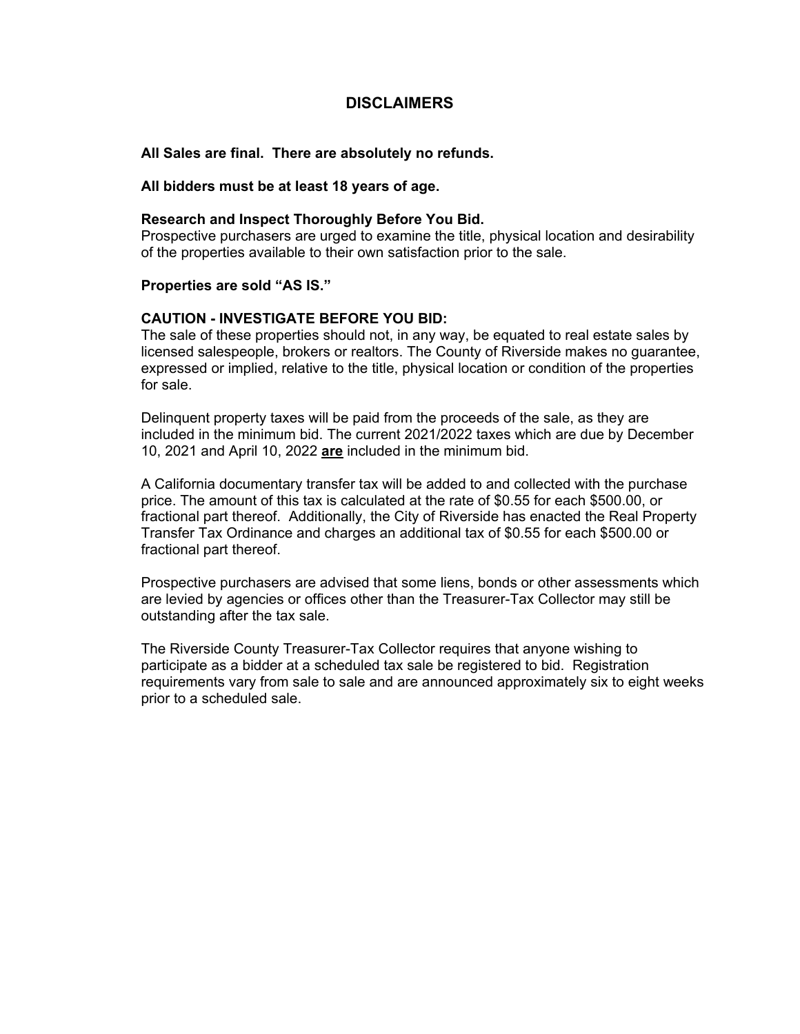# DISCLAIMERS

**All Sales are final. There are absolutely no refunds.**

**All bidders must be at least 18 years of age.**

**Research and Inspect Thoroughly Before You Bid.**
Prospective purchasers are urged to examine the title, physical location and desirability of the properties available to their own satisfaction prior to the sale.

**Properties are sold "AS IS."**

**CAUTION - INVESTIGATE BEFORE YOU BID:**
The sale of these properties should not, in any way, be equated to real estate sales by licensed salespeople, brokers or realtors. The County of Riverside makes no guarantee, expressed or implied, relative to the title, physical location or condition of the properties for sale.

Delinquent property taxes will be paid from the proceeds of the sale, as they are included in the minimum bid. The current 2021/2022 taxes which are due by December 10, 2021 and April 10, 2022 **<u>are</u>** included in the minimum bid.

A California documentary transfer tax will be added to and collected with the purchase price. The amount of this tax is calculated at the rate of $0.55 for each $500.00, or fractional part thereof. Additionally, the City of Riverside has enacted the Real Property Transfer Tax Ordinance and charges an additional tax of $0.55 for each $500.00 or fractional part thereof.

Prospective purchasers are advised that some liens, bonds or other assessments which are levied by agencies or offices other than the Treasurer-Tax Collector may still be outstanding after the tax sale.

The Riverside County Treasurer-Tax Collector requires that anyone wishing to participate as a bidder at a scheduled tax sale be registered to bid. Registration requirements vary from sale to sale and are announced approximately six to eight weeks prior to a scheduled sale.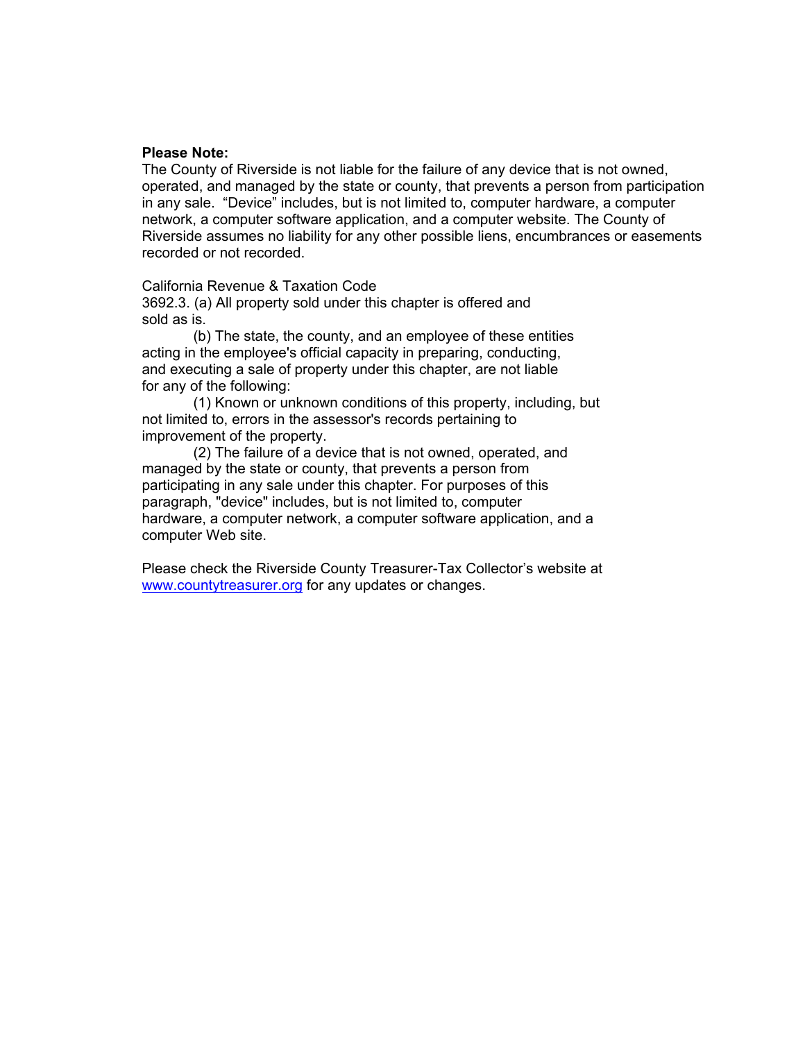**Please Note:**
The County of Riverside is not liable for the failure of any device that is not owned, operated, and managed by the state or county, that prevents a person from participation in any sale. "Device" includes, but is not limited to, computer hardware, a computer network, a computer software application, and a computer website. The County of Riverside assumes no liability for any other possible liens, encumbrances or easements recorded or not recorded.

California Revenue & Taxation Code
3692.3. (a) All property sold under this chapter is offered and sold as is.

(b) The state, the county, and an employee of these entities acting in the employee's official capacity in preparing, conducting, and executing a sale of property under this chapter, are not liable for any of the following:

(1) Known or unknown conditions of this property, including, but not limited to, errors in the assessor's records pertaining to improvement of the property.

(2) The failure of a device that is not owned, operated, and managed by the state or county, that prevents a person from participating in any sale under this chapter. For purposes of this paragraph, "device" includes, but is not limited to, computer hardware, a computer network, a computer software application, and a computer Web site.

Please check the Riverside County Treasurer-Tax Collector's website at [www.countytreasurer.org](http://www.countytreasurer.org) for any updates or changes.